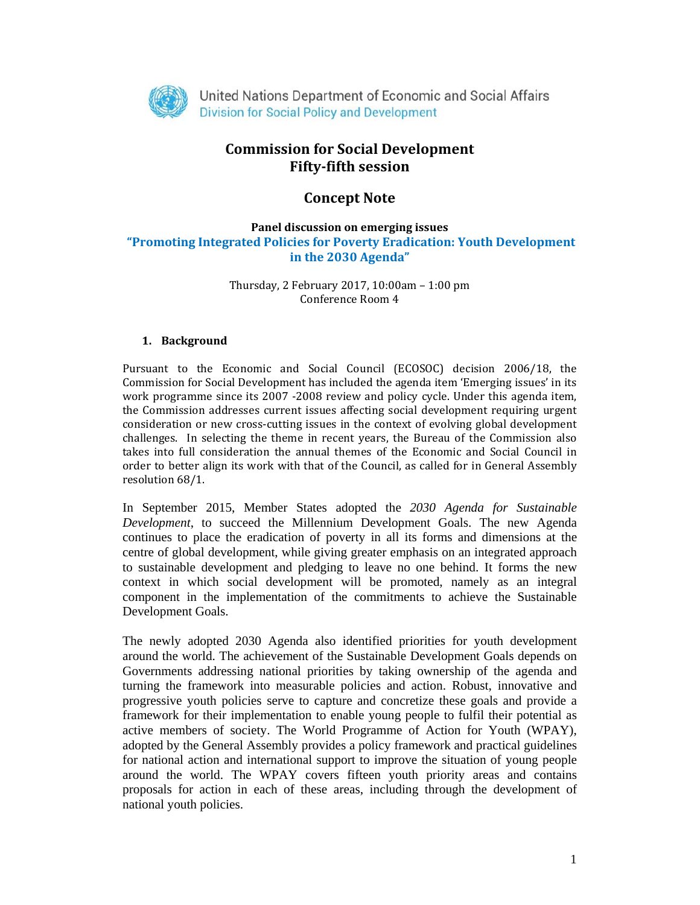United Nations Department of Economic and Social Affairs
Division for Social Policy and Development

# Commission for Social Development
# Fifty-fifth session

## Concept Note

**Panel discussion on emerging issues**
**"Promoting Integrated Policies for Poverty Eradication: Youth Development in the 2030 Agenda"**

Thursday, 2 February 2017, 10:00am – 1:00 pm
Conference Room 4

### 1. Background

Pursuant to the Economic and Social Council (ECOSOC) decision 2006/18, the Commission for Social Development has included the agenda item 'Emerging issues' in its work programme since its 2007 -2008 review and policy cycle. Under this agenda item, the Commission addresses current issues affecting social development requiring urgent consideration or new cross-cutting issues in the context of evolving global development challenges. In selecting the theme in recent years, the Bureau of the Commission also takes into full consideration the annual themes of the Economic and Social Council in order to better align its work with that of the Council, as called for in General Assembly resolution 68/1.

In September 2015, Member States adopted the *2030 Agenda for Sustainable Development*, to succeed the Millennium Development Goals. The new Agenda continues to place the eradication of poverty in all its forms and dimensions at the centre of global development, while giving greater emphasis on an integrated approach to sustainable development and pledging to leave no one behind. It forms the new context in which social development will be promoted, namely as an integral component in the implementation of the commitments to achieve the Sustainable Development Goals.

The newly adopted 2030 Agenda also identified priorities for youth development around the world. The achievement of the Sustainable Development Goals depends on Governments addressing national priorities by taking ownership of the agenda and turning the framework into measurable policies and action. Robust, innovative and progressive youth policies serve to capture and concretize these goals and provide a framework for their implementation to enable young people to fulfil their potential as active members of society. The World Programme of Action for Youth (WPAY), adopted by the General Assembly provides a policy framework and practical guidelines for national action and international support to improve the situation of young people around the world. The WPAY covers fifteen youth priority areas and contains proposals for action in each of these areas, including through the development of national youth policies.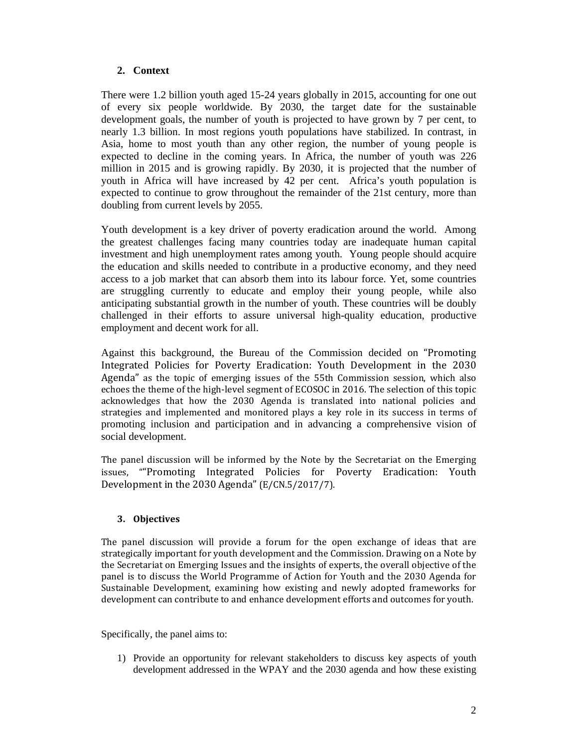## 2. Context

There were 1.2 billion youth aged 15-24 years globally in 2015, accounting for one out of every six people worldwide. By 2030, the target date for the sustainable development goals, the number of youth is projected to have grown by 7 per cent, to nearly 1.3 billion. In most regions youth populations have stabilized. In contrast, in Asia, home to most youth than any other region, the number of young people is expected to decline in the coming years. In Africa, the number of youth was 226 million in 2015 and is growing rapidly. By 2030, it is projected that the number of youth in Africa will have increased by 42 per cent. Africa's youth population is expected to continue to grow throughout the remainder of the 21st century, more than doubling from current levels by 2055.

Youth development is a key driver of poverty eradication around the world. Among the greatest challenges facing many countries today are inadequate human capital investment and high unemployment rates among youth. Young people should acquire the education and skills needed to contribute in a productive economy, and they need access to a job market that can absorb them into its labour force. Yet, some countries are struggling currently to educate and employ their young people, while also anticipating substantial growth in the number of youth. These countries will be doubly challenged in their efforts to assure universal high-quality education, productive employment and decent work for all.

Against this background, the Bureau of the Commission decided on "Promoting Integrated Policies for Poverty Eradication: Youth Development in the 2030 Agenda" as the topic of emerging issues of the 55th Commission session, which also echoes the theme of the high-level segment of ECOSOC in 2016. The selection of this topic acknowledges that how the 2030 Agenda is translated into national policies and strategies and implemented and monitored plays a key role in its success in terms of promoting inclusion and participation and in advancing a comprehensive vision of social development.

The panel discussion will be informed by the Note by the Secretariat on the Emerging issues, ""Promoting Integrated Policies for Poverty Eradication: Youth Development in the 2030 Agenda" (E/CN.5/2017/7).

## 3. Objectives

The panel discussion will provide a forum for the open exchange of ideas that are strategically important for youth development and the Commission. Drawing on a Note by the Secretariat on Emerging Issues and the insights of experts, the overall objective of the panel is to discuss the World Programme of Action for Youth and the 2030 Agenda for Sustainable Development, examining how existing and newly adopted frameworks for development can contribute to and enhance development efforts and outcomes for youth.

Specifically, the panel aims to:

1) Provide an opportunity for relevant stakeholders to discuss key aspects of youth development addressed in the WPAY and the 2030 agenda and how these existing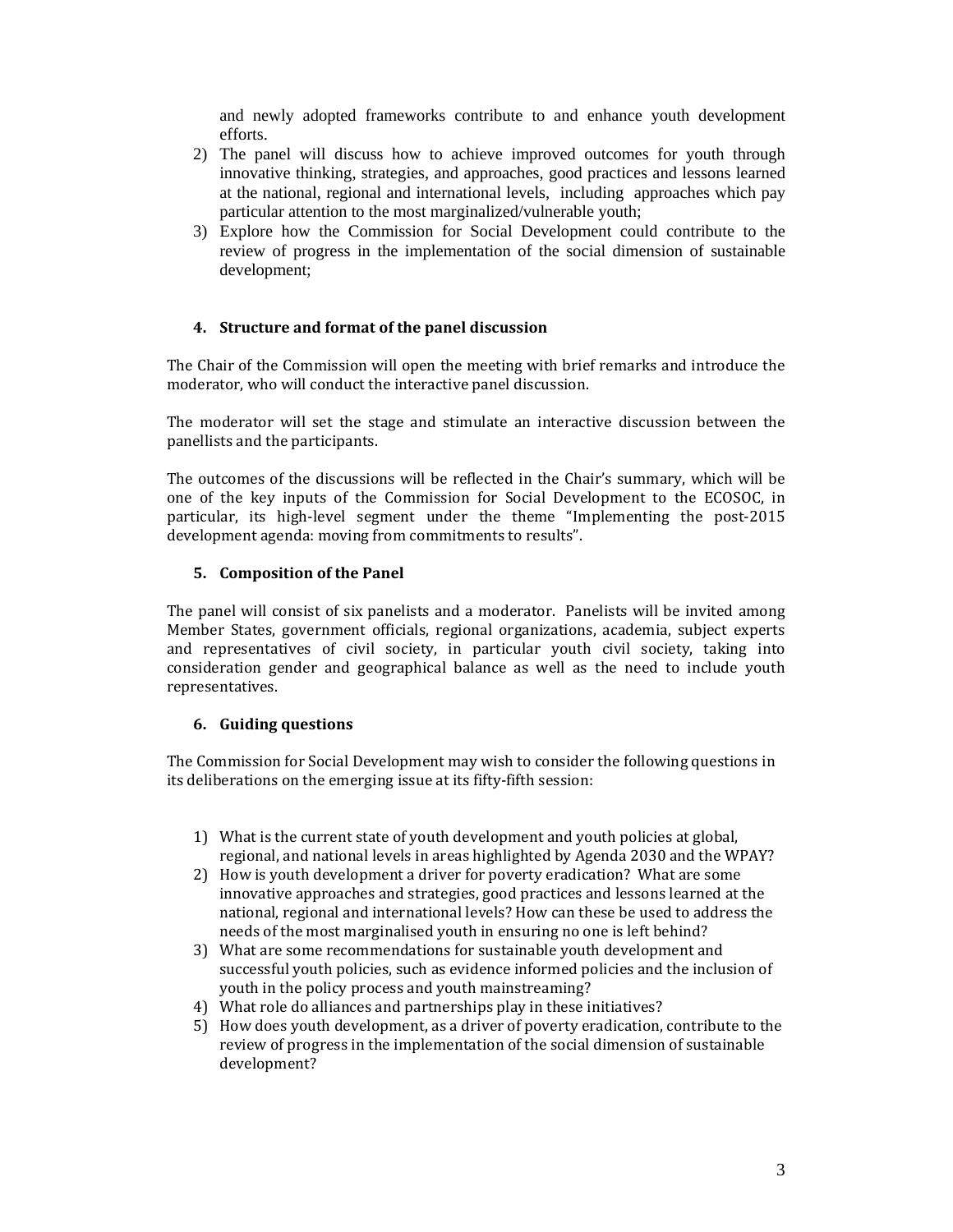and newly adopted frameworks contribute to and enhance youth development efforts.

2) The panel will discuss how to achieve improved outcomes for youth through innovative thinking, strategies, and approaches, good practices and lessons learned at the national, regional and international levels, including approaches which pay particular attention to the most marginalized/vulnerable youth;
3) Explore how the Commission for Social Development could contribute to the review of progress in the implementation of the social dimension of sustainable development;

## 4. Structure and format of the panel discussion

The Chair of the Commission will open the meeting with brief remarks and introduce the moderator, who will conduct the interactive panel discussion.

The moderator will set the stage and stimulate an interactive discussion between the panellists and the participants.

The outcomes of the discussions will be reflected in the Chair's summary, which will be one of the key inputs of the Commission for Social Development to the ECOSOC, in particular, its high-level segment under the theme "Implementing the post-2015 development agenda: moving from commitments to results".

## 5. Composition of the Panel

The panel will consist of six panelists and a moderator. Panelists will be invited among Member States, government officials, regional organizations, academia, subject experts and representatives of civil society, in particular youth civil society, taking into consideration gender and geographical balance as well as the need to include youth representatives.

## 6. Guiding questions

The Commission for Social Development may wish to consider the following questions in its deliberations on the emerging issue at its fifty-fifth session:

1) What is the current state of youth development and youth policies at global, regional, and national levels in areas highlighted by Agenda 2030 and the WPAY?
2) How is youth development a driver for poverty eradication? What are some innovative approaches and strategies, good practices and lessons learned at the national, regional and international levels? How can these be used to address the needs of the most marginalised youth in ensuring no one is left behind?
3) What are some recommendations for sustainable youth development and successful youth policies, such as evidence informed policies and the inclusion of youth in the policy process and youth mainstreaming?
4) What role do alliances and partnerships play in these initiatives?
5) How does youth development, as a driver of poverty eradication, contribute to the review of progress in the implementation of the social dimension of sustainable development?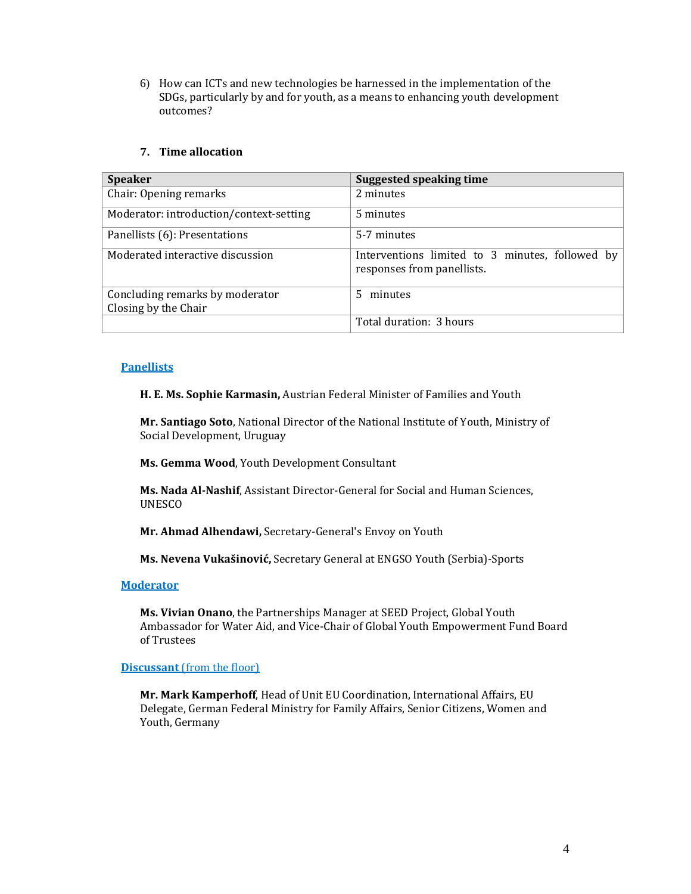6) How can ICTs and new technologies be harnessed in the implementation of the SDGs, particularly by and for youth, as a means to enhancing youth development outcomes?

## 7. Time allocation

| Speaker | Suggested speaking time |
|---|---|
| Chair: Opening remarks | 2 minutes |
| Moderator: introduction/context-setting | 5 minutes |
| Panellists (6): Presentations | 5-7 minutes |
| Moderated interactive discussion | Interventions limited to 3 minutes, followed by responses from panellists. |
| Concluding remarks by moderator<br>Closing by the Chair | 5 minutes |
| | Total duration: 3 hours |

**Panellists**

**H. E. Ms. Sophie Karmasin,** Austrian Federal Minister of Families and Youth

**Mr. Santiago Soto**, National Director of the National Institute of Youth, Ministry of Social Development, Uruguay

**Ms. Gemma Wood**, Youth Development Consultant

**Ms. Nada Al-Nashif**, Assistant Director-General for Social and Human Sciences, UNESCO

**Mr. Ahmad Alhendawi,** Secretary-General's Envoy on Youth

**Ms. Nevena Vukašinović,** Secretary General at ENGSO Youth (Serbia)-Sports

**Moderator**

**Ms. Vivian Onano**, the Partnerships Manager at SEED Project, Global Youth Ambassador for Water Aid, and Vice-Chair of Global Youth Empowerment Fund Board of Trustees

**Discussant** (from the floor)

**Mr. Mark Kamperhoff**, Head of Unit EU Coordination, International Affairs, EU Delegate, German Federal Ministry for Family Affairs, Senior Citizens, Women and Youth, Germany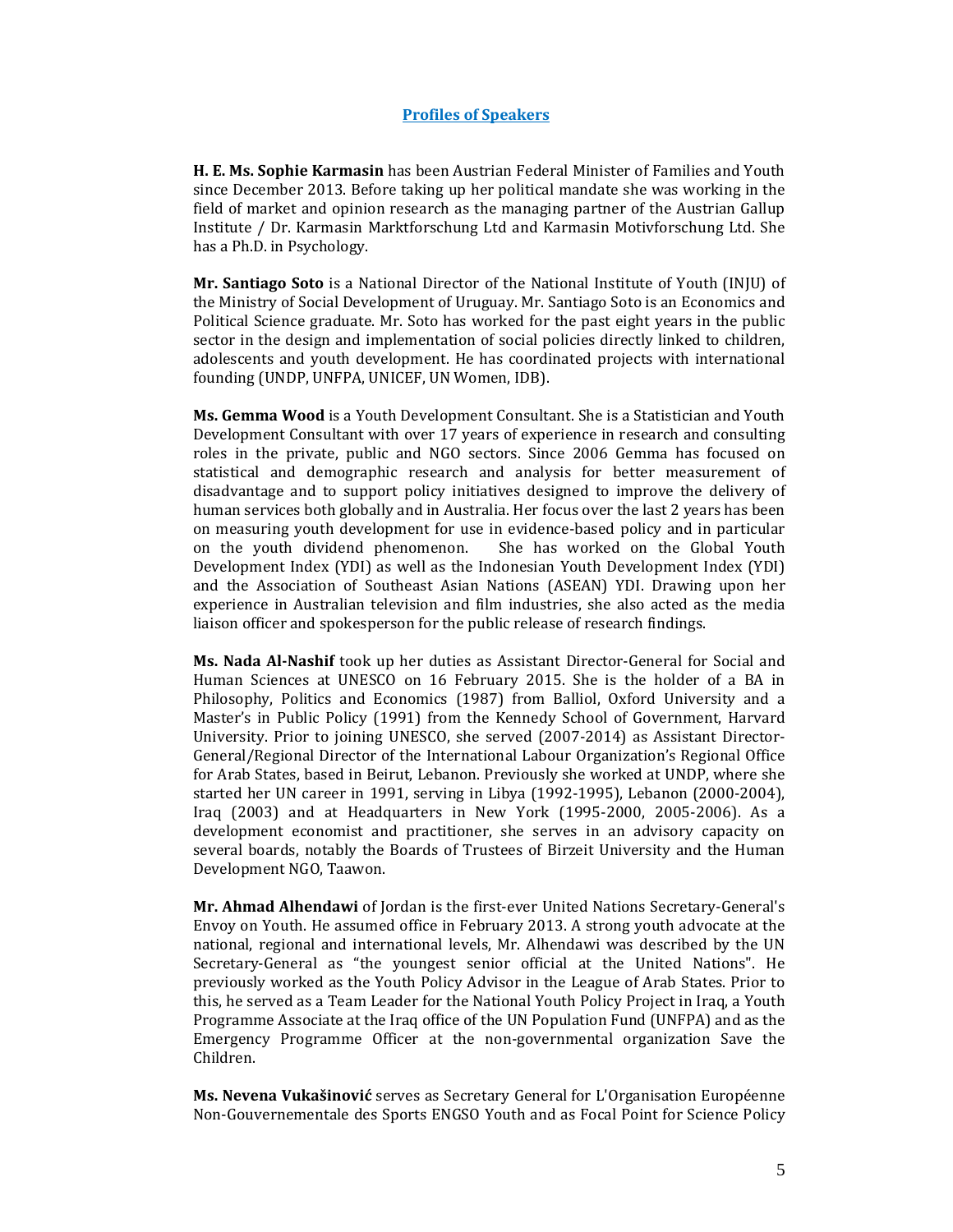## Profiles of Speakers

**H. E. Ms. Sophie Karmasin** has been Austrian Federal Minister of Families and Youth since December 2013. Before taking up her political mandate she was working in the field of market and opinion research as the managing partner of the Austrian Gallup Institute / Dr. Karmasin Marktforschung Ltd and Karmasin Motivforschung Ltd. She has a Ph.D. in Psychology.

**Mr. Santiago Soto** is a National Director of the National Institute of Youth (INJU) of the Ministry of Social Development of Uruguay. Mr. Santiago Soto is an Economics and Political Science graduate. Mr. Soto has worked for the past eight years in the public sector in the design and implementation of social policies directly linked to children, adolescents and youth development. He has coordinated projects with international founding (UNDP, UNFPA, UNICEF, UN Women, IDB).

**Ms. Gemma Wood** is a Youth Development Consultant. She is a Statistician and Youth Development Consultant with over 17 years of experience in research and consulting roles in the private, public and NGO sectors. Since 2006 Gemma has focused on statistical and demographic research and analysis for better measurement of disadvantage and to support policy initiatives designed to improve the delivery of human services both globally and in Australia. Her focus over the last 2 years has been on measuring youth development for use in evidence-based policy and in particular on the youth dividend phenomenon. She has worked on the Global Youth Development Index (YDI) as well as the Indonesian Youth Development Index (YDI) and the Association of Southeast Asian Nations (ASEAN) YDI. Drawing upon her experience in Australian television and film industries, she also acted as the media liaison officer and spokesperson for the public release of research findings.

**Ms. Nada Al-Nashif** took up her duties as Assistant Director-General for Social and Human Sciences at UNESCO on 16 February 2015. She is the holder of a BA in Philosophy, Politics and Economics (1987) from Balliol, Oxford University and a Master's in Public Policy (1991) from the Kennedy School of Government, Harvard University. Prior to joining UNESCO, she served (2007-2014) as Assistant Director-General/Regional Director of the International Labour Organization's Regional Office for Arab States, based in Beirut, Lebanon. Previously she worked at UNDP, where she started her UN career in 1991, serving in Libya (1992-1995), Lebanon (2000-2004), Iraq (2003) and at Headquarters in New York (1995-2000, 2005-2006). As a development economist and practitioner, she serves in an advisory capacity on several boards, notably the Boards of Trustees of Birzeit University and the Human Development NGO, Taawon.

**Mr. Ahmad Alhendawi** of Jordan is the first-ever United Nations Secretary-General's Envoy on Youth. He assumed office in February 2013. A strong youth advocate at the national, regional and international levels, Mr. Alhendawi was described by the UN Secretary-General as "the youngest senior official at the United Nations". He previously worked as the Youth Policy Advisor in the League of Arab States. Prior to this, he served as a Team Leader for the National Youth Policy Project in Iraq, a Youth Programme Associate at the Iraq office of the UN Population Fund (UNFPA) and as the Emergency Programme Officer at the non-governmental organization Save the Children.

**Ms. Nevena Vukašinović** serves as Secretary General for L'Organisation Européenne Non-Gouvernementale des Sports ENGSO Youth and as Focal Point for Science Policy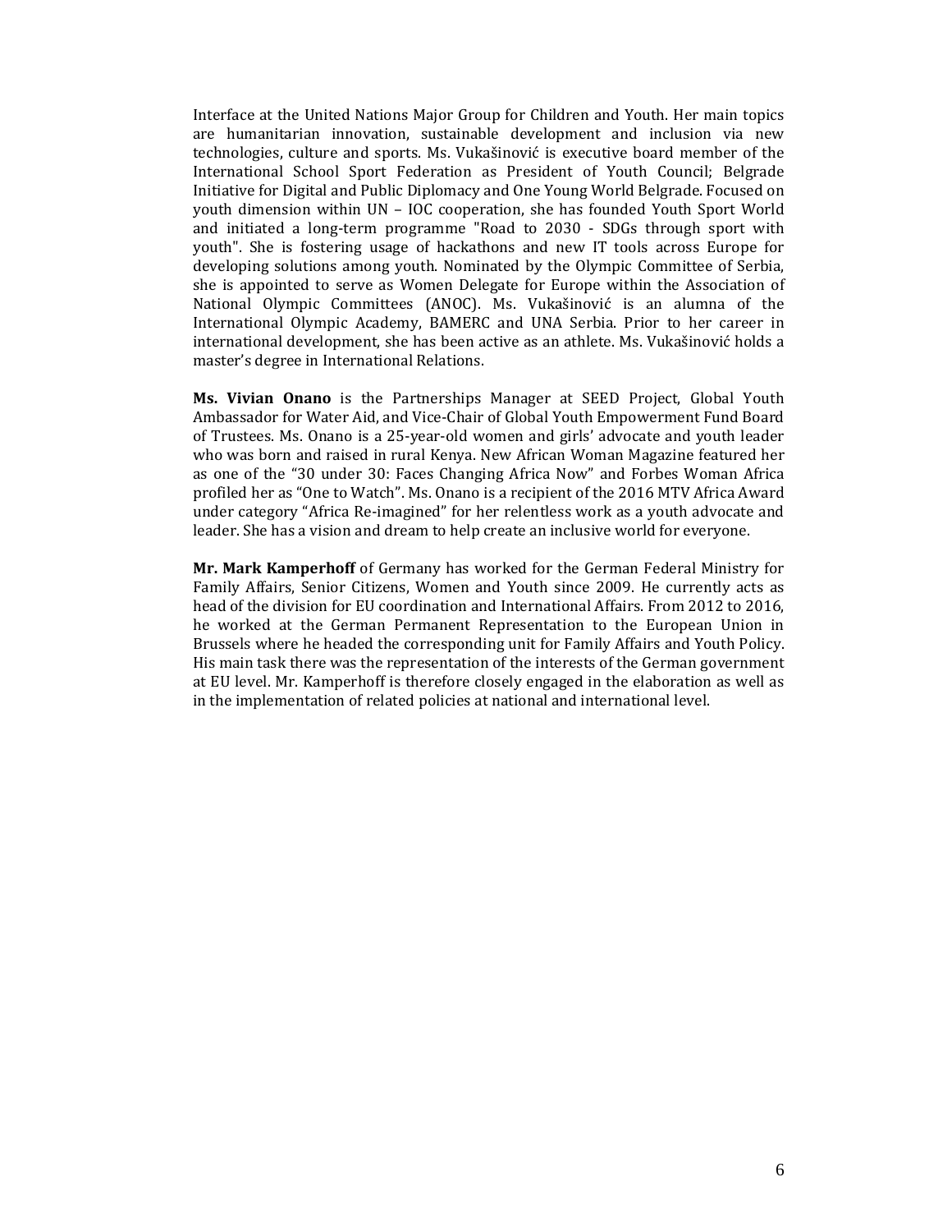Interface at the United Nations Major Group for Children and Youth. Her main topics are humanitarian innovation, sustainable development and inclusion via new technologies, culture and sports. Ms. Vukašinović is executive board member of the International School Sport Federation as President of Youth Council; Belgrade Initiative for Digital and Public Diplomacy and One Young World Belgrade. Focused on youth dimension within UN – IOC cooperation, she has founded Youth Sport World and initiated a long-term programme "Road to 2030 - SDGs through sport with youth". She is fostering usage of hackathons and new IT tools across Europe for developing solutions among youth. Nominated by the Olympic Committee of Serbia, she is appointed to serve as Women Delegate for Europe within the Association of National Olympic Committees (ANOC). Ms. Vukašinović is an alumna of the International Olympic Academy, BAMERC and UNA Serbia. Prior to her career in international development, she has been active as an athlete. Ms. Vukašinović holds a master's degree in International Relations.

**Ms. Vivian Onano** is the Partnerships Manager at SEED Project, Global Youth Ambassador for Water Aid, and Vice-Chair of Global Youth Empowerment Fund Board of Trustees. Ms. Onano is a 25-year-old women and girls' advocate and youth leader who was born and raised in rural Kenya. New African Woman Magazine featured her as one of the "30 under 30: Faces Changing Africa Now" and Forbes Woman Africa profiled her as "One to Watch". Ms. Onano is a recipient of the 2016 MTV Africa Award under category "Africa Re-imagined" for her relentless work as a youth advocate and leader. She has a vision and dream to help create an inclusive world for everyone.

**Mr. Mark Kamperhoff** of Germany has worked for the German Federal Ministry for Family Affairs, Senior Citizens, Women and Youth since 2009. He currently acts as head of the division for EU coordination and International Affairs. From 2012 to 2016, he worked at the German Permanent Representation to the European Union in Brussels where he headed the corresponding unit for Family Affairs and Youth Policy. His main task there was the representation of the interests of the German government at EU level. Mr. Kamperhoff is therefore closely engaged in the elaboration as well as in the implementation of related policies at national and international level.